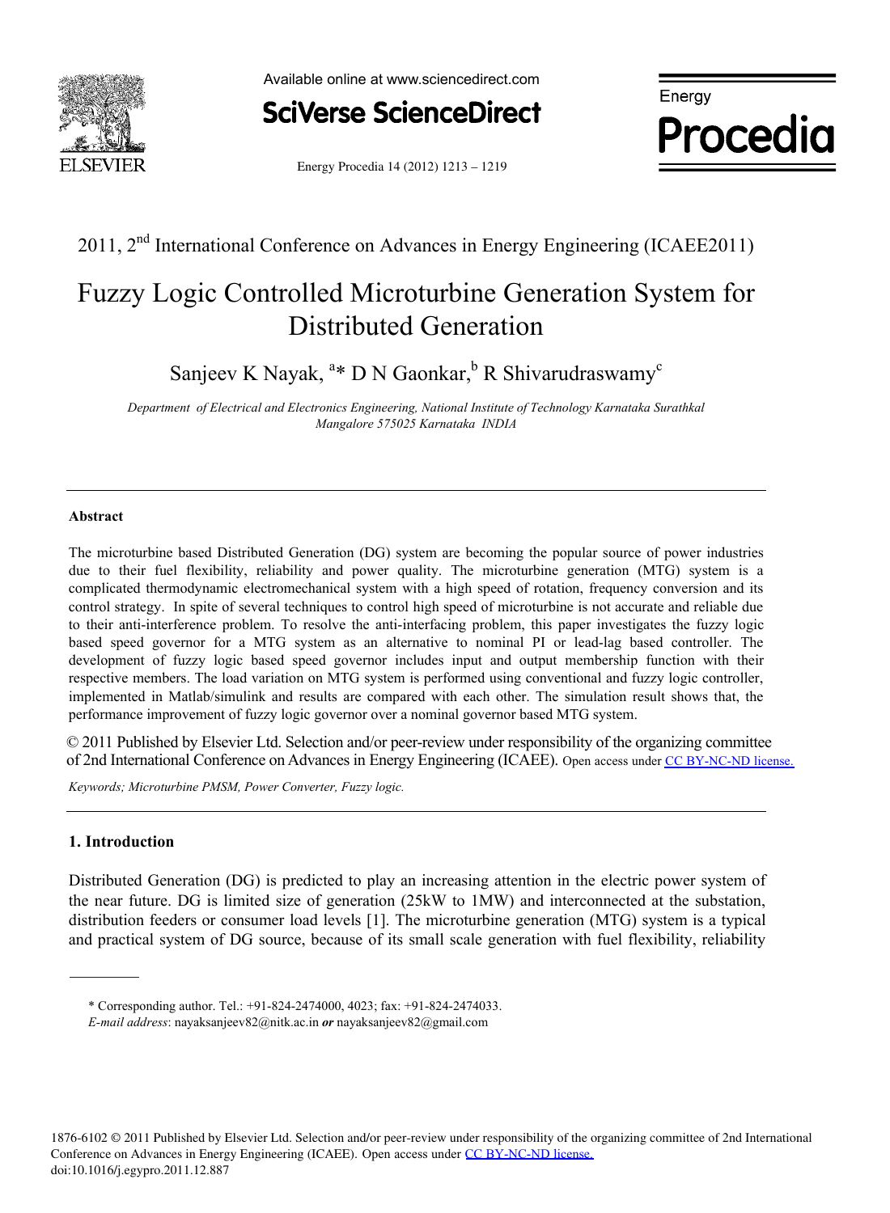2011, 2nd International Conference on Advances in Energy Engineering (ICAEE2011)

# Fuzzy Logic Controlled Microturbine Generation System for Distributed Generation

Sanjeev K Nayak, [a]* D N Gaonkar,[b] R Shivarudraswamy[c]

*Department of Electrical and Electronics Engineering, National Institute of Technology Karnataka Surathkal Mangalore 575025 Karnataka INDIA*

---

### Abstract

The microturbine based Distributed Generation (DG) system are becoming the popular source of power industries due to their fuel flexibility, reliability and power quality. The microturbine generation (MTG) system is a complicated thermodynamic electromechanical system with a high speed of rotation, frequency conversion and its control strategy. In spite of several techniques to control high speed of microturbine is not accurate and reliable due to their anti-interference problem. To resolve the anti-interfacing problem, this paper investigates the fuzzy logic based speed governor for a MTG system as an alternative to nominal PI or lead-lag based controller. The development of fuzzy logic based speed governor includes input and output membership function with their respective members. The load variation on MTG system is performed using conventional and fuzzy logic controller, implemented in Matlab/simulink and results are compared with each other. The simulation result shows that, the performance improvement of fuzzy logic governor over a nominal governor based MTG system.

© 2011 Published by Elsevier Ltd. Selection and/or peer-review under responsibility of the organizing committee of 2nd International Conference on Advances in Energy Engineering (ICAEE). Open access under CC BY-NC-ND license.

*Keywords; Microturbine PMSM, Power Converter, Fuzzy logic.*

---

## 1. Introduction

Distributed Generation (DG) is predicted to play an increasing attention in the electric power system of the near future. DG is limited size of generation (25kW to 1MW) and interconnected at the substation, distribution feeders or consumer load levels [1]. The microturbine generation (MTG) system is a typical and practical system of DG source, because of its small scale generation with fuel flexibility, reliability

---

\* Corresponding author. Tel.: +91-824-2474000, 4023; fax: +91-824-2474033.
*E-mail address*: nayaksanjeev82@nitk.ac.in ***or*** nayaksanjeev82@gmail.com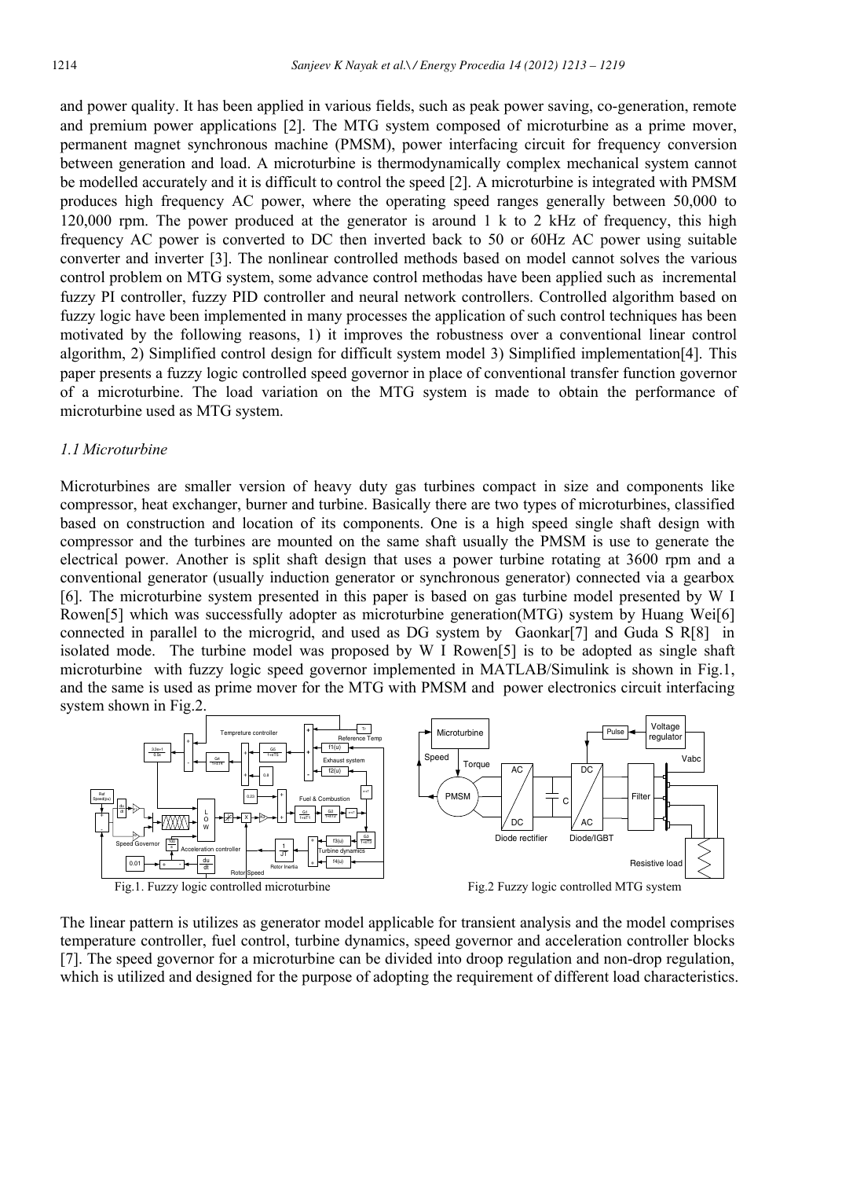and power quality. It has been applied in various fields, such as peak power saving, co-generation, remote and premium power applications [2]. The MTG system composed of microturbine as a prime mover, permanent magnet synchronous machine (PMSM), power interfacing circuit for frequency conversion between generation and load. A microturbine is thermodynamically complex mechanical system cannot be modelled accurately and it is difficult to control the speed [2]. A microturbine is integrated with PMSM produces high frequency AC power, where the operating speed ranges generally between 50,000 to 120,000 rpm. The power produced at the generator is around 1 k to 2 kHz of frequency, this high frequency AC power is converted to DC then inverted back to 50 or 60Hz AC power using suitable converter and inverter [3]. The nonlinear controlled methods based on model cannot solves the various control problem on MTG system, some advance control methodas have been applied such as incremental fuzzy PI controller, fuzzy PID controller and neural network controllers. Controlled algorithm based on fuzzy logic have been implemented in many processes the application of such control techniques has been motivated by the following reasons, 1) it improves the robustness over a conventional linear control algorithm, 2) Simplified control design for difficult system model 3) Simplified implementation[4]. This paper presents a fuzzy logic controlled speed governor in place of conventional transfer function governor of a microturbine. The load variation on the MTG system is made to obtain the performance of microturbine used as MTG system.

### *1.1 Microturbine*

Microturbines are smaller version of heavy duty gas turbines compact in size and components like compressor, heat exchanger, burner and turbine. Basically there are two types of microturbines, classified based on construction and location of its components. One is a high speed single shaft design with compressor and the turbines are mounted on the same shaft usually the PMSM is use to generate the electrical power. Another is split shaft design that uses a power turbine rotating at 3600 rpm and a conventional generator (usually induction generator or synchronous generator) connected via a gearbox [6]. The microturbine system presented in this paper is based on gas turbine model presented by W I Rowen[5] which was successfully adopter as microturbine generation(MTG) system by Huang Wei[6] connected in parallel to the microgrid, and used as DG system by Gaonkar[7] and Guda S R[8] in isolated mode. The turbine model was proposed by W I Rowen[5] is to be adopted as single shaft microturbine with fuzzy logic speed governor implemented in MATLAB/Simulink is shown in Fig.1, and the same is used as prime mover for the MTG with PMSM and power electronics circuit interfacing system shown in Fig.2.

Fig.1. Fuzzy logic controlled microturbine

Fig.2 Fuzzy logic controlled MTG system

The linear pattern is utilizes as generator model applicable for transient analysis and the model comprises temperature controller, fuel control, turbine dynamics, speed governor and acceleration controller blocks [7]. The speed governor for a microturbine can be divided into droop regulation and non-drop regulation, which is utilized and designed for the purpose of adopting the requirement of different load characteristics.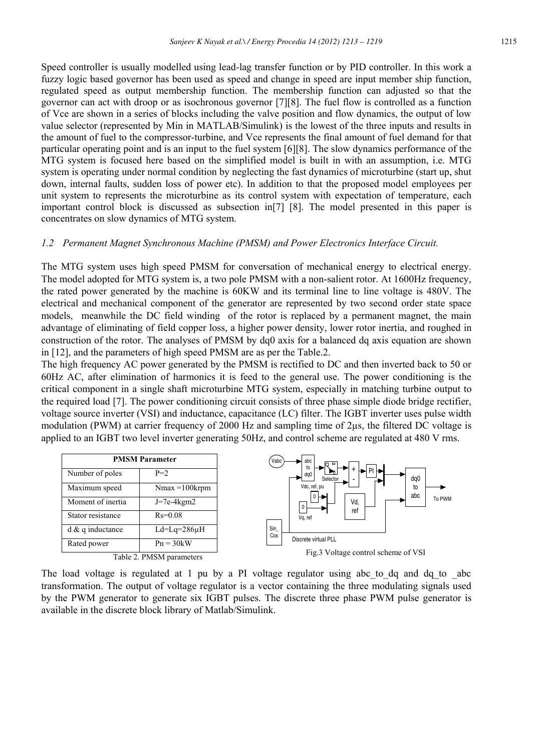Speed controller is usually modelled using lead-lag transfer function or by PID controller. In this work a fuzzy logic based governor has been used as speed and change in speed are input member ship function, regulated speed as output membership function. The membership function can adjusted so that the governor can act with droop or as isochronous governor [7][8]. The fuel flow is controlled as a function of Vce are shown in a series of blocks including the valve position and flow dynamics, the output of low value selector (represented by Min in MATLAB/Simulink) is the lowest of the three inputs and results in the amount of fuel to the compressor-turbine, and Vce represents the final amount of fuel demand for that particular operating point and is an input to the fuel system [6][8]. The slow dynamics performance of the MTG system is focused here based on the simplified model is built in with an assumption, i.e. MTG system is operating under normal condition by neglecting the fast dynamics of microturbine (start up, shut down, internal faults, sudden loss of power etc). In addition to that the proposed model employees per unit system to represents the microturbine as its control system with expectation of temperature, each important control block is discussed as subsection in[7] [8]. The model presented in this paper is concentrates on slow dynamics of MTG system.

### *1.2 Permanent Magnet Synchronous Machine (PMSM) and Power Electronics Interface Circuit.*

The MTG system uses high speed PMSM for conversation of mechanical energy to electrical energy. The model adopted for MTG system is, a two pole PMSM with a non-salient rotor. At 1600Hz frequency, the rated power generated by the machine is 60KW and its terminal line to line voltage is 480V. The electrical and mechanical component of the generator are represented by two second order state space models, meanwhile the DC field winding of the rotor is replaced by a permanent magnet, the main advantage of eliminating of field copper loss, a higher power density, lower rotor inertia, and roughed in construction of the rotor. The analyses of PMSM by dq0 axis for a balanced dq axis equation are shown in [12], and the parameters of high speed PMSM are as per the Table.2.

The high frequency AC power generated by the PMSM is rectified to DC and then inverted back to 50 or 60Hz AC, after elimination of harmonics it is feed to the general use. The power conditioning is the critical component in a single shaft microturbine MTG system, especially in matching turbine output to the required load [7]. The power conditioning circuit consists of three phase simple diode bridge rectifier, voltage source inverter (VSI) and inductance, capacitance (LC) filter. The IGBT inverter uses pulse width modulation (PWM) at carrier frequency of 2000 Hz and sampling time of 2μs, the filtered DC voltage is applied to an IGBT two level inverter generating 50Hz, and control scheme are regulated at 480 V rms.

| PMSM Parameter | |
|---|---|
| Number of poles | P=2 |
| Maximum speed | Nmax =100krpm |
| Moment of inertia | J=7e-4kgm2 |
| Stator resistance | Rs=0.08 |
| d & q inductance | Ld=Lq=286μH |
| Rated power | Pn = 30kW |

Table 2. PMSM parameters

Fig.3 Voltage control scheme of VSI

The load voltage is regulated at 1 pu by a PI voltage regulator using abc_to_dq and dq_to _abc transformation. The output of voltage regulator is a vector containing the three modulating signals used by the PWM generator to generate six IGBT pulses. The discrete three phase PWM pulse generator is available in the discrete block library of Matlab/Simulink.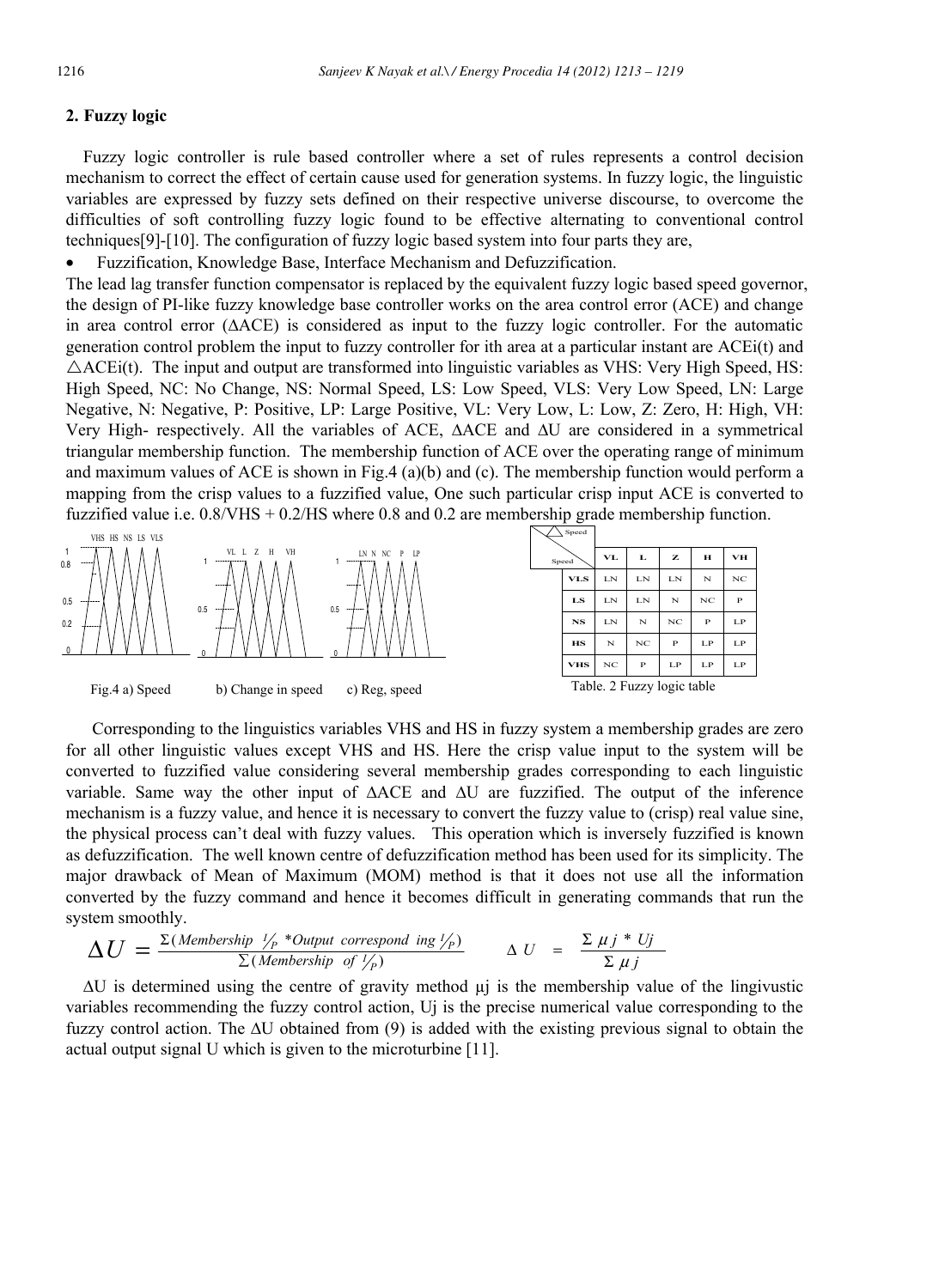## 2. Fuzzy logic

Fuzzy logic controller is rule based controller where a set of rules represents a control decision mechanism to correct the effect of certain cause used for generation systems. In fuzzy logic, the linguistic variables are expressed by fuzzy sets defined on their respective universe discourse, to overcome the difficulties of soft controlling fuzzy logic found to be effective alternating to conventional control techniques[9]-[10]. The configuration of fuzzy logic based system into four parts they are,

- Fuzzification, Knowledge Base, Interface Mechanism and Defuzzification.

The lead lag transfer function compensator is replaced by the equivalent fuzzy logic based speed governor, the design of PI-like fuzzy knowledge base controller works on the area control error (ACE) and change in area control error (ΔACE) is considered as input to the fuzzy logic controller. For the automatic generation control problem the input to fuzzy controller for ith area at a particular instant are ACEi(t) and △ACEi(t). The input and output are transformed into linguistic variables as VHS: Very High Speed, HS: High Speed, NC: No Change, NS: Normal Speed, LS: Low Speed, VLS: Very Low Speed, LN: Large Negative, N: Negative, P: Positive, LP: Large Positive, VL: Very Low, L: Low, Z: Zero, H: High, VH: Very High- respectively. All the variables of ACE, ΔACE and ΔU are considered in a symmetrical triangular membership function. The membership function of ACE over the operating range of minimum and maximum values of ACE is shown in Fig.4 (a)(b) and (c). The membership function would perform a mapping from the crisp values to a fuzzified value, One such particular crisp input ACE is converted to fuzzified value i.e. 0.8/VHS + 0.2/HS where 0.8 and 0.2 are membership grade membership function.

Fig.4 a) Speed b) Change in speed c) Reg, speed

| △Speed / Speed | VL | L | Z | H | VH |
|---|---|---|---|---|---|
| VLS | LN | LN | LN | N | NC |
| LS | LN | LN | N | NC | P |
| NS | LN | N | NC | P | LP |
| HS | N | NC | P | LP | LP |
| VHS | NC | P | LP | LP | LP |

Table. 2 Fuzzy logic table

Corresponding to the linguistics variables VHS and HS in fuzzy system a membership grades are zero for all other linguistic values except VHS and HS. Here the crisp value input to the system will be converted to fuzzified value considering several membership grades corresponding to each linguistic variable. Same way the other input of ΔACE and ΔU are fuzzified. The output of the inference mechanism is a fuzzy value, and hence it is necessary to convert the fuzzy value to (crisp) real value sine, the physical process can't deal with fuzzy values. This operation which is inversely fuzzified is known as defuzzification. The well known centre of defuzzification method has been used for its simplicity. The major drawback of Mean of Maximum (MOM) method is that it does not use all the information converted by the fuzzy command and hence it becomes difficult in generating commands that run the system smoothly.

$$\Delta U = \frac{\Sigma(Membership\ \ {}^{1}\!/_{P}\ *Output\ \ correspond\ ing\ {}^{1}\!/_{P})}{\sum(Membership\ \ of\ {}^{1}\!/_{P})} \qquad \Delta U = \frac{\Sigma\ \mu j\ *\ Uj}{\Sigma\ \mu j}$$

ΔU is determined using the centre of gravity method μj is the membership value of the lingivustic variables recommending the fuzzy control action, Uj is the precise numerical value corresponding to the fuzzy control action. The ΔU obtained from (9) is added with the existing previous signal to obtain the actual output signal U which is given to the microturbine [11].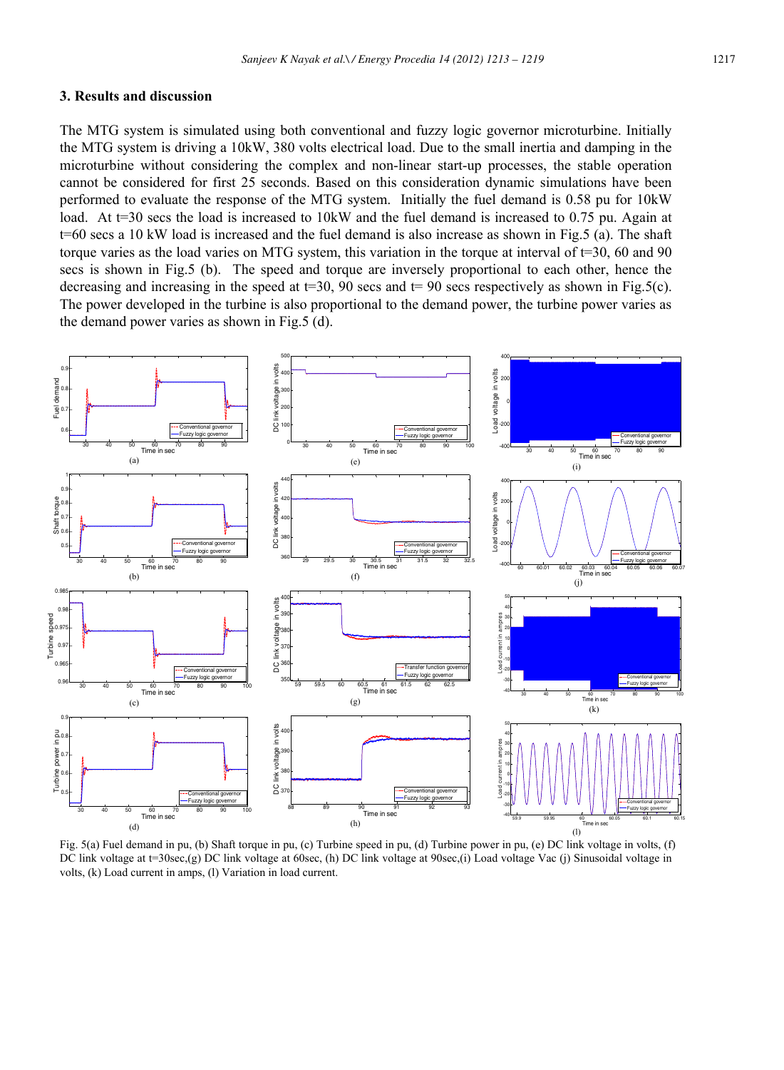## 3. Results and discussion

The MTG system is simulated using both conventional and fuzzy logic governor microturbine. Initially the MTG system is driving a 10kW, 380 volts electrical load. Due to the small inertia and damping in the microturbine without considering the complex and non-linear start-up processes, the stable operation cannot be considered for first 25 seconds. Based on this consideration dynamic simulations have been performed to evaluate the response of the MTG system. Initially the fuel demand is 0.58 pu for 10kW load. At t=30 secs the load is increased to 10kW and the fuel demand is increased to 0.75 pu. Again at t=60 secs a 10 kW load is increased and the fuel demand is also increase as shown in Fig.5 (a). The shaft torque varies as the load varies on MTG system, this variation in the torque at interval of t=30, 60 and 90 secs is shown in Fig.5 (b). The speed and torque are inversely proportional to each other, hence the decreasing and increasing in the speed at t=30, 90 secs and t= 90 secs respectively as shown in Fig.5(c). The power developed in the turbine is also proportional to the demand power, the turbine power varies as the demand power varies as shown in Fig.5 (d).

Fig. 5(a) Fuel demand in pu, (b) Shaft torque in pu, (c) Turbine speed in pu, (d) Turbine power in pu, (e) DC link voltage in volts, (f) DC link voltage at t=30sec,(g) DC link voltage at 60sec, (h) DC link voltage at 90sec,(i) Load voltage Vac (j) Sinusoidal voltage in volts, (k) Load current in amps, (l) Variation in load current.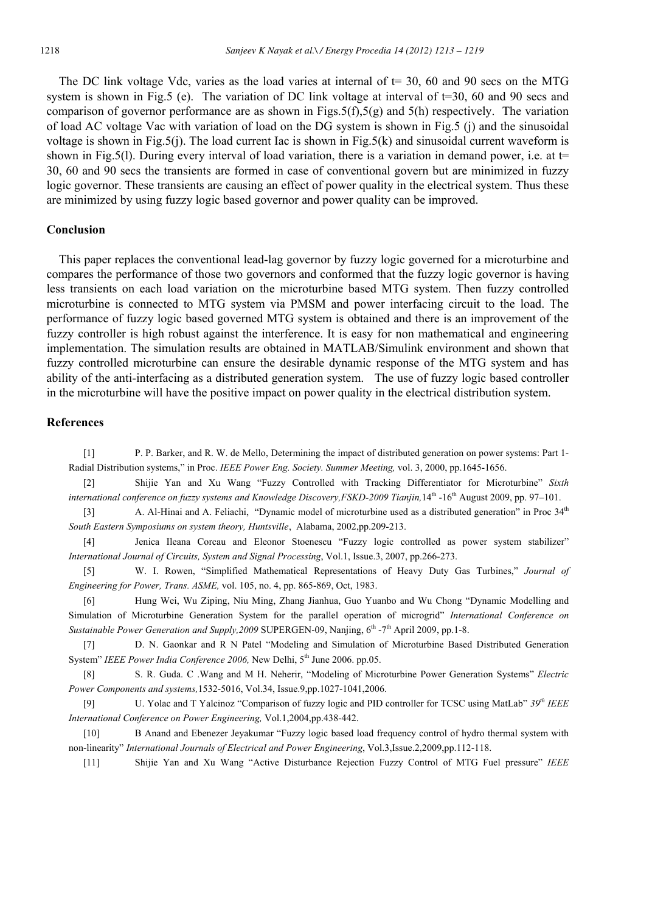The DC link voltage Vdc, varies as the load varies at internal of t= 30, 60 and 90 secs on the MTG system is shown in Fig.5 (e). The variation of DC link voltage at interval of t=30, 60 and 90 secs and comparison of governor performance are as shown in Figs.5(f),5(g) and 5(h) respectively. The variation of load AC voltage Vac with variation of load on the DG system is shown in Fig.5 (j) and the sinusoidal voltage is shown in Fig.5(j). The load current Iac is shown in Fig.5(k) and sinusoidal current waveform is shown in Fig.5(l). During every interval of load variation, there is a variation in demand power, i.e. at t= 30, 60 and 90 secs the transients are formed in case of conventional govern but are minimized in fuzzy logic governor. These transients are causing an effect of power quality in the electrical system. Thus these are minimized by using fuzzy logic based governor and power quality can be improved.

## Conclusion

This paper replaces the conventional lead-lag governor by fuzzy logic governed for a microturbine and compares the performance of those two governors and conformed that the fuzzy logic governor is having less transients on each load variation on the microturbine based MTG system. Then fuzzy controlled microturbine is connected to MTG system via PMSM and power interfacing circuit to the load. The performance of fuzzy logic based governed MTG system is obtained and there is an improvement of the fuzzy controller is high robust against the interference. It is easy for non mathematical and engineering implementation. The simulation results are obtained in MATLAB/Simulink environment and shown that fuzzy controlled microturbine can ensure the desirable dynamic response of the MTG system and has ability of the anti-interfacing as a distributed generation system. The use of fuzzy logic based controller in the microturbine will have the positive impact on power quality in the electrical distribution system.

## References

[1] P. P. Barker, and R. W. de Mello, Determining the impact of distributed generation on power systems: Part 1- Radial Distribution systems," in Proc. *IEEE Power Eng. Society. Summer Meeting,* vol. 3, 2000, pp.1645-1656.

[2] Shijie Yan and Xu Wang "Fuzzy Controlled with Tracking Differentiator for Microturbine" *Sixth international conference on fuzzy systems and Knowledge Discovery,FSKD-2009 Tianjin,*14th -16th August 2009, pp. 97–101.

[3] A. Al-Hinai and A. Feliachi, "Dynamic model of microturbine used as a distributed generation" in Proc 34th *South Eastern Symposiums on system theory, Huntsville*, Alabama, 2002,pp.209-213.

[4] Jenica Ileana Corcau and Eleonor Stoenescu "Fuzzy logic controlled as power system stabilizer" *International Journal of Circuits, System and Signal Processing*, Vol.1, Issue.3, 2007, pp.266-273.

[5] W. I. Rowen, "Simplified Mathematical Representations of Heavy Duty Gas Turbines," *Journal of Engineering for Power, Trans. ASME,* vol. 105, no. 4, pp. 865-869, Oct, 1983.

[6] Hung Wei, Wu Ziping, Niu Ming, Zhang Jianhua, Guo Yuanbo and Wu Chong "Dynamic Modelling and Simulation of Microturbine Generation System for the parallel operation of microgrid" *International Conference on Sustainable Power Generation and Supply,2009* SUPERGEN-09, Nanjing, 6th -7th April 2009, pp.1-8.

[7] D. N. Gaonkar and R N Patel "Modeling and Simulation of Microturbine Based Distributed Generation System" *IEEE Power India Conference 2006,* New Delhi, 5th June 2006. pp.05.

[8] S. R. Guda. C .Wang and M H. Neherir, "Modeling of Microturbine Power Generation Systems" *Electric Power Components and systems,*1532-5016, Vol.34, Issue.9,pp.1027-1041,2006.

[9] U. Yolac and T Yalcinoz "Comparison of fuzzy logic and PID controller for TCSC using MatLab" *39th IEEE International Conference on Power Engineering,* Vol.1,2004,pp.438-442.

[10] B Anand and Ebenezer Jeyakumar "Fuzzy logic based load frequency control of hydro thermal system with non-linearity" *International Journals of Electrical and Power Engineering*, Vol.3,Issue.2,2009,pp.112-118.

[11] Shijie Yan and Xu Wang "Active Disturbance Rejection Fuzzy Control of MTG Fuel pressure" *IEEE*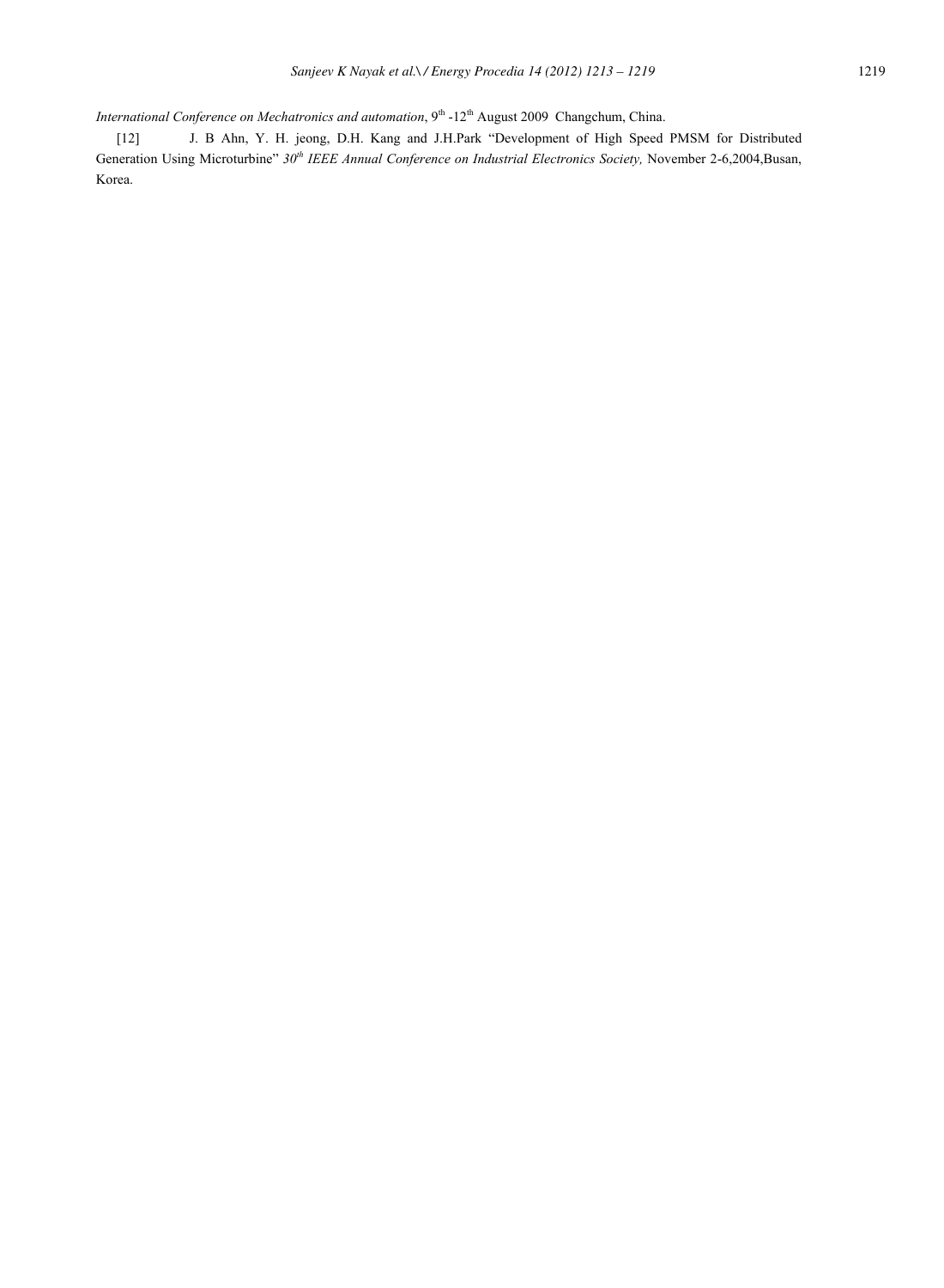*International Conference on Mechatronics and automation*, 9th -12th August 2009 Changchum, China.

[12] J. B Ahn, Y. H. jeong, D.H. Kang and J.H.Park "Development of High Speed PMSM for Distributed Generation Using Microturbine" *30th IEEE Annual Conference on Industrial Electronics Society,* November 2-6,2004,Busan, Korea.